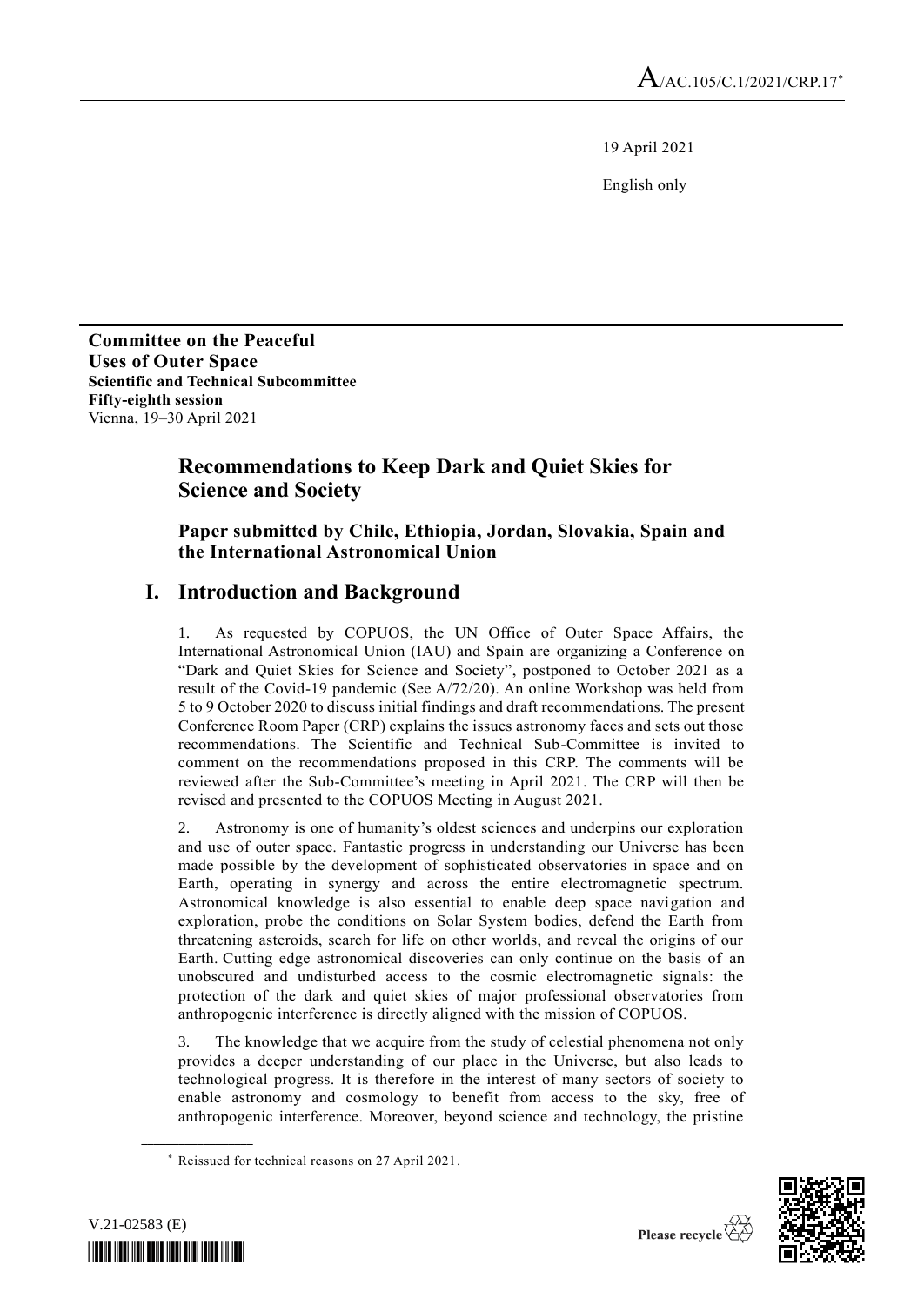A/AC.105/C.1/2021/CRP.17*

19 April 2021

English only

**Committee on the Peaceful Uses of Outer Space**
**Scientific and Technical Subcommittee**
**Fifty-eighth session**
Vienna, 19–30 April 2021

# Recommendations to Keep Dark and Quiet Skies for Science and Society

## Paper submitted by Chile, Ethiopia, Jordan, Slovakia, Spain and the International Astronomical Union

## I. Introduction and Background

1. As requested by COPUOS, the UN Office of Outer Space Affairs, the International Astronomical Union (IAU) and Spain are organizing a Conference on "Dark and Quiet Skies for Science and Society", postponed to October 2021 as a result of the Covid-19 pandemic (See A/72/20). An online Workshop was held from 5 to 9 October 2020 to discuss initial findings and draft recommendations. The present Conference Room Paper (CRP) explains the issues astronomy faces and sets out those recommendations. The Scientific and Technical Sub-Committee is invited to comment on the recommendations proposed in this CRP. The comments will be reviewed after the Sub-Committee's meeting in April 2021. The CRP will then be revised and presented to the COPUOS Meeting in August 2021.

2. Astronomy is one of humanity's oldest sciences and underpins our exploration and use of outer space. Fantastic progress in understanding our Universe has been made possible by the development of sophisticated observatories in space and on Earth, operating in synergy and across the entire electromagnetic spectrum. Astronomical knowledge is also essential to enable deep space navigation and exploration, probe the conditions on Solar System bodies, defend the Earth from threatening asteroids, search for life on other worlds, and reveal the origins of our Earth. Cutting edge astronomical discoveries can only continue on the basis of an unobscured and undisturbed access to the cosmic electromagnetic signals: the protection of the dark and quiet skies of major professional observatories from anthropogenic interference is directly aligned with the mission of COPUOS.

3. The knowledge that we acquire from the study of celestial phenomena not only provides a deeper understanding of our place in the Universe, but also leads to technological progress. It is therefore in the interest of many sectors of society to enable astronomy and cosmology to benefit from access to the sky, free of anthropogenic interference. Moreover, beyond science and technology, the pristine

* Reissued for technical reasons on 27 April 2021.

V.21-02583 (E)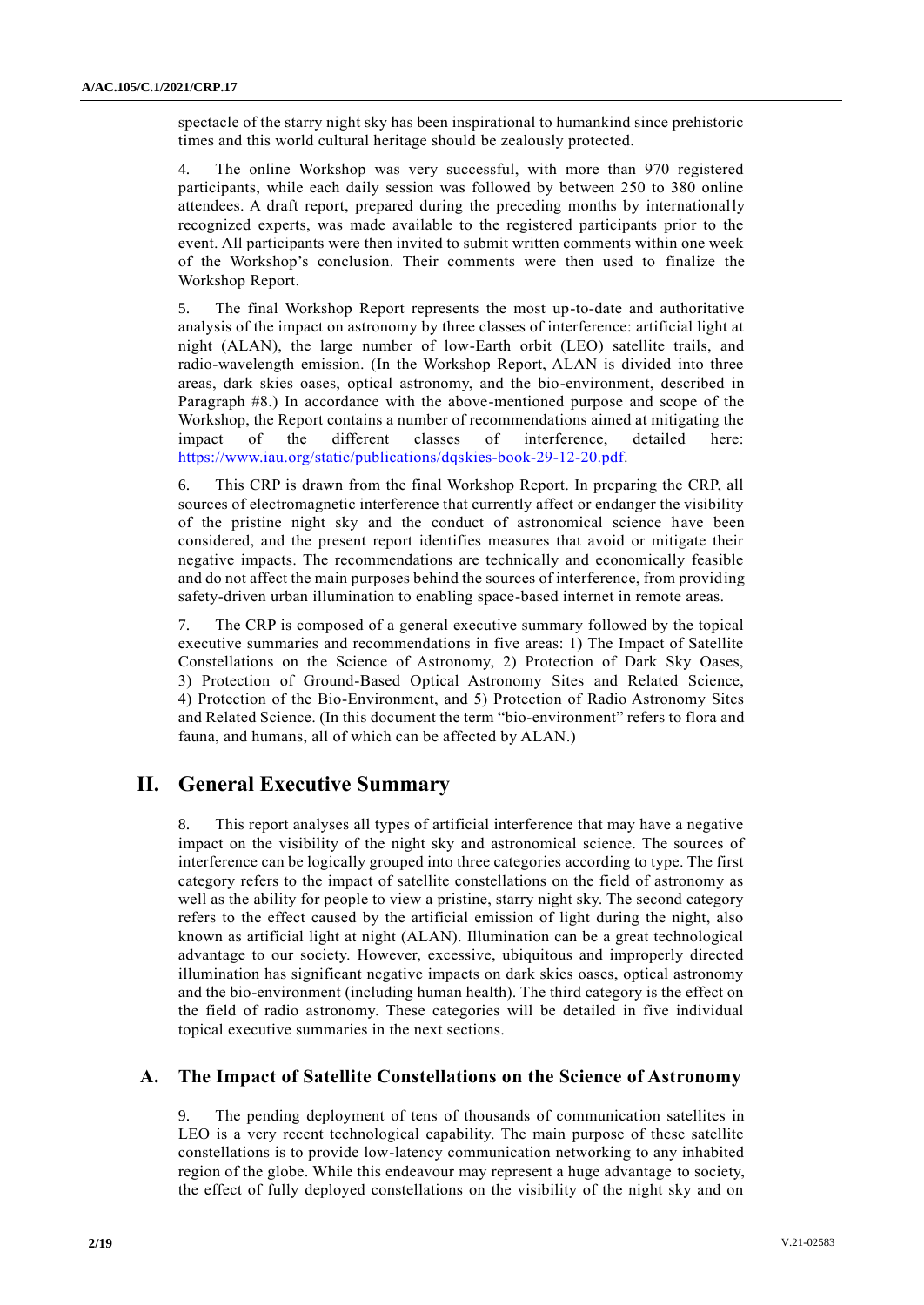spectacle of the starry night sky has been inspirational to humankind since prehistoric times and this world cultural heritage should be zealously protected.

4. The online Workshop was very successful, with more than 970 registered participants, while each daily session was followed by between 250 to 380 online attendees. A draft report, prepared during the preceding months by internationally recognized experts, was made available to the registered participants prior to the event. All participants were then invited to submit written comments within one week of the Workshop's conclusion. Their comments were then used to finalize the Workshop Report.

5. The final Workshop Report represents the most up-to-date and authoritative analysis of the impact on astronomy by three classes of interference: artificial light at night (ALAN), the large number of low-Earth orbit (LEO) satellite trails, and radio-wavelength emission. (In the Workshop Report, ALAN is divided into three areas, dark skies oases, optical astronomy, and the bio-environment, described in Paragraph #8.) In accordance with the above-mentioned purpose and scope of the Workshop, the Report contains a number of recommendations aimed at mitigating the impact of the different classes of interference, detailed here: https://www.iau.org/static/publications/dqskies-book-29-12-20.pdf.

6. This CRP is drawn from the final Workshop Report. In preparing the CRP, all sources of electromagnetic interference that currently affect or endanger the visibility of the pristine night sky and the conduct of astronomical science have been considered, and the present report identifies measures that avoid or mitigate their negative impacts. The recommendations are technically and economically feasible and do not affect the main purposes behind the sources of interference, from providing safety-driven urban illumination to enabling space-based internet in remote areas.

7. The CRP is composed of a general executive summary followed by the topical executive summaries and recommendations in five areas: 1) The Impact of Satellite Constellations on the Science of Astronomy, 2) Protection of Dark Sky Oases, 3) Protection of Ground-Based Optical Astronomy Sites and Related Science, 4) Protection of the Bio-Environment, and 5) Protection of Radio Astronomy Sites and Related Science. (In this document the term "bio-environment" refers to flora and fauna, and humans, all of which can be affected by ALAN.)

# II. General Executive Summary

8. This report analyses all types of artificial interference that may have a negative impact on the visibility of the night sky and astronomical science. The sources of interference can be logically grouped into three categories according to type. The first category refers to the impact of satellite constellations on the field of astronomy as well as the ability for people to view a pristine, starry night sky. The second category refers to the effect caused by the artificial emission of light during the night, also known as artificial light at night (ALAN). Illumination can be a great technological advantage to our society. However, excessive, ubiquitous and improperly directed illumination has significant negative impacts on dark skies oases, optical astronomy and the bio-environment (including human health). The third category is the effect on the field of radio astronomy. These categories will be detailed in five individual topical executive summaries in the next sections.

## A. The Impact of Satellite Constellations on the Science of Astronomy

9. The pending deployment of tens of thousands of communication satellites in LEO is a very recent technological capability. The main purpose of these satellite constellations is to provide low-latency communication networking to any inhabited region of the globe. While this endeavour may represent a huge advantage to society, the effect of fully deployed constellations on the visibility of the night sky and on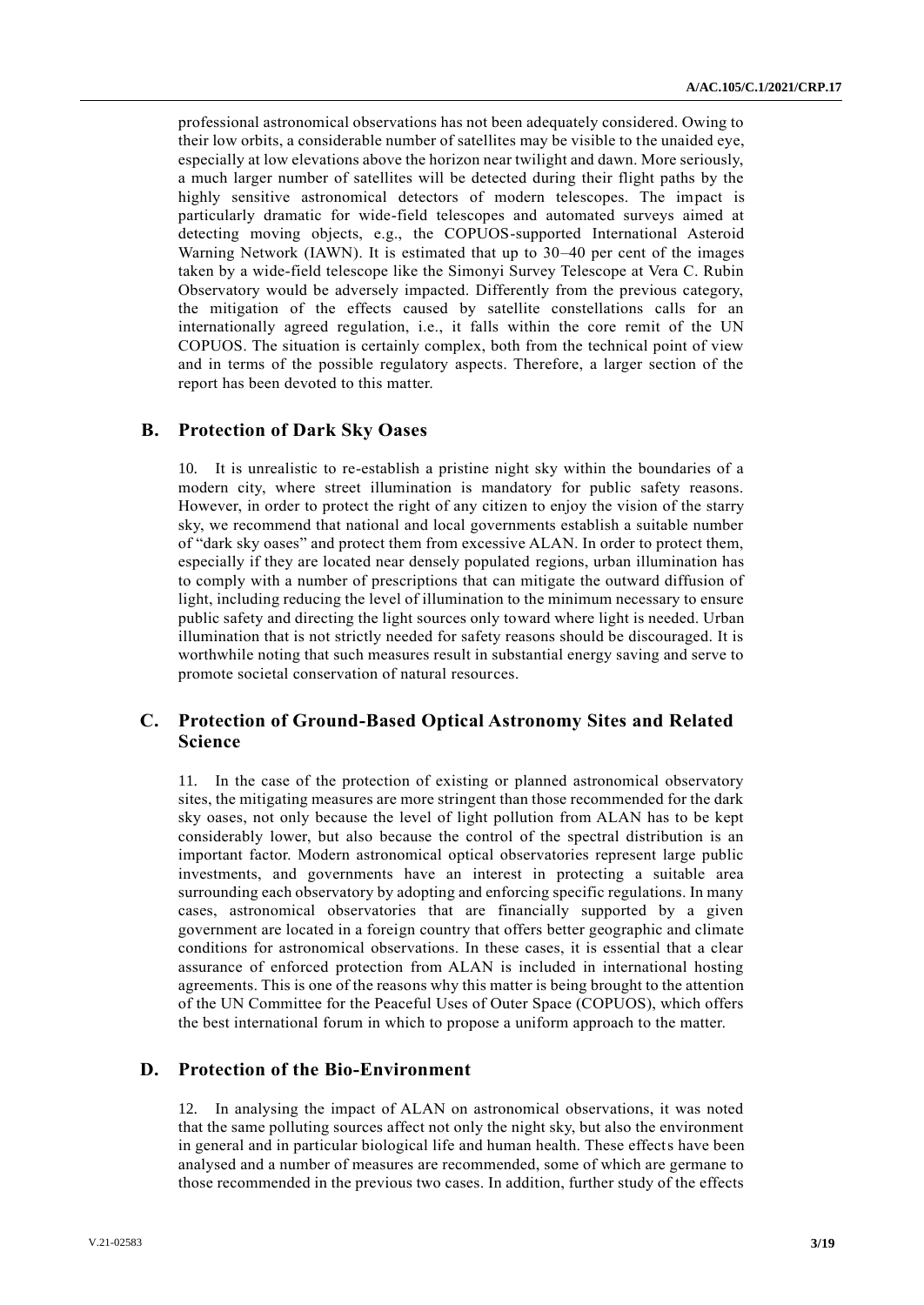professional astronomical observations has not been adequately considered. Owing to their low orbits, a considerable number of satellites may be visible to the unaided eye, especially at low elevations above the horizon near twilight and dawn. More seriously, a much larger number of satellites will be detected during their flight paths by the highly sensitive astronomical detectors of modern telescopes. The impact is particularly dramatic for wide-field telescopes and automated surveys aimed at detecting moving objects, e.g., the COPUOS-supported International Asteroid Warning Network (IAWN). It is estimated that up to 30–40 per cent of the images taken by a wide-field telescope like the Simonyi Survey Telescope at Vera C. Rubin Observatory would be adversely impacted. Differently from the previous category, the mitigation of the effects caused by satellite constellations calls for an internationally agreed regulation, i.e., it falls within the core remit of the UN COPUOS. The situation is certainly complex, both from the technical point of view and in terms of the possible regulatory aspects. Therefore, a larger section of the report has been devoted to this matter.

## B. Protection of Dark Sky Oases

10. It is unrealistic to re-establish a pristine night sky within the boundaries of a modern city, where street illumination is mandatory for public safety reasons. However, in order to protect the right of any citizen to enjoy the vision of the starry sky, we recommend that national and local governments establish a suitable number of "dark sky oases" and protect them from excessive ALAN. In order to protect them, especially if they are located near densely populated regions, urban illumination has to comply with a number of prescriptions that can mitigate the outward diffusion of light, including reducing the level of illumination to the minimum necessary to ensure public safety and directing the light sources only toward where light is needed. Urban illumination that is not strictly needed for safety reasons should be discouraged. It is worthwhile noting that such measures result in substantial energy saving and serve to promote societal conservation of natural resources.

## C. Protection of Ground-Based Optical Astronomy Sites and Related Science

11. In the case of the protection of existing or planned astronomical observatory sites, the mitigating measures are more stringent than those recommended for the dark sky oases, not only because the level of light pollution from ALAN has to be kept considerably lower, but also because the control of the spectral distribution is an important factor. Modern astronomical optical observatories represent large public investments, and governments have an interest in protecting a suitable area surrounding each observatory by adopting and enforcing specific regulations. In many cases, astronomical observatories that are financially supported by a given government are located in a foreign country that offers better geographic and climate conditions for astronomical observations. In these cases, it is essential that a clear assurance of enforced protection from ALAN is included in international hosting agreements. This is one of the reasons why this matter is being brought to the attention of the UN Committee for the Peaceful Uses of Outer Space (COPUOS), which offers the best international forum in which to propose a uniform approach to the matter.

## D. Protection of the Bio-Environment

12. In analysing the impact of ALAN on astronomical observations, it was noted that the same polluting sources affect not only the night sky, but also the environment in general and in particular biological life and human health. These effects have been analysed and a number of measures are recommended, some of which are germane to those recommended in the previous two cases. In addition, further study of the effects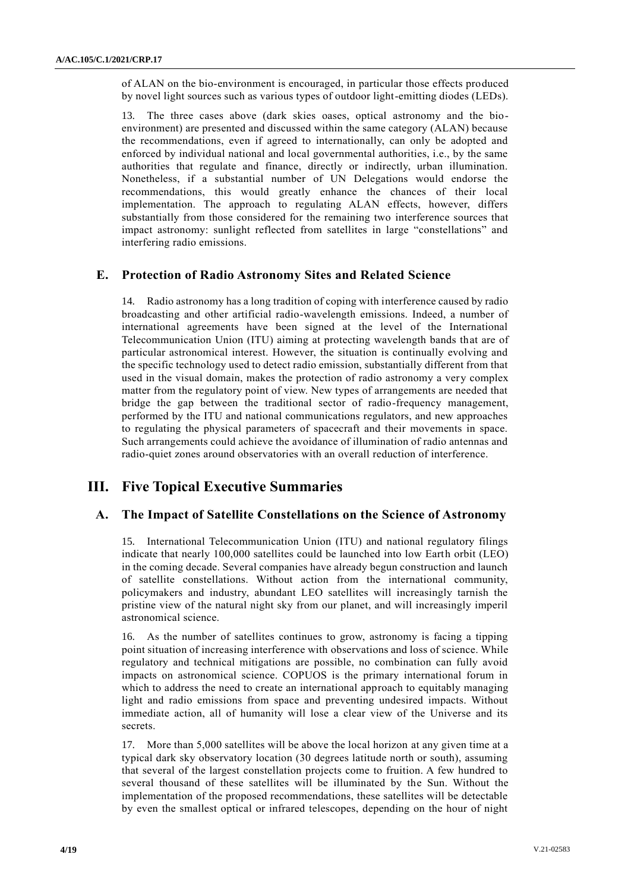of ALAN on the bio-environment is encouraged, in particular those effects produced by novel light sources such as various types of outdoor light-emitting diodes (LEDs).

13. The three cases above (dark skies oases, optical astronomy and the bio-environment) are presented and discussed within the same category (ALAN) because the recommendations, even if agreed to internationally, can only be adopted and enforced by individual national and local governmental authorities, i.e., by the same authorities that regulate and finance, directly or indirectly, urban illumination. Nonetheless, if a substantial number of UN Delegations would endorse the recommendations, this would greatly enhance the chances of their local implementation. The approach to regulating ALAN effects, however, differs substantially from those considered for the remaining two interference sources that impact astronomy: sunlight reflected from satellites in large "constellations" and interfering radio emissions.

## E. Protection of Radio Astronomy Sites and Related Science

14. Radio astronomy has a long tradition of coping with interference caused by radio broadcasting and other artificial radio-wavelength emissions. Indeed, a number of international agreements have been signed at the level of the International Telecommunication Union (ITU) aiming at protecting wavelength bands that are of particular astronomical interest. However, the situation is continually evolving and the specific technology used to detect radio emission, substantially different from that used in the visual domain, makes the protection of radio astronomy a very complex matter from the regulatory point of view. New types of arrangements are needed that bridge the gap between the traditional sector of radio-frequency management, performed by the ITU and national communications regulators, and new approaches to regulating the physical parameters of spacecraft and their movements in space. Such arrangements could achieve the avoidance of illumination of radio antennas and radio-quiet zones around observatories with an overall reduction of interference.

# III. Five Topical Executive Summaries

## A. The Impact of Satellite Constellations on the Science of Astronomy

15. International Telecommunication Union (ITU) and national regulatory filings indicate that nearly 100,000 satellites could be launched into low Earth orbit (LEO) in the coming decade. Several companies have already begun construction and launch of satellite constellations. Without action from the international community, policymakers and industry, abundant LEO satellites will increasingly tarnish the pristine view of the natural night sky from our planet, and will increasingly imperil astronomical science.

16. As the number of satellites continues to grow, astronomy is facing a tipping point situation of increasing interference with observations and loss of science. While regulatory and technical mitigations are possible, no combination can fully avoid impacts on astronomical science. COPUOS is the primary international forum in which to address the need to create an international approach to equitably managing light and radio emissions from space and preventing undesired impacts. Without immediate action, all of humanity will lose a clear view of the Universe and its secrets.

17. More than 5,000 satellites will be above the local horizon at any given time at a typical dark sky observatory location (30 degrees latitude north or south), assuming that several of the largest constellation projects come to fruition. A few hundred to several thousand of these satellites will be illuminated by the Sun. Without the implementation of the proposed recommendations, these satellites will be detectable by even the smallest optical or infrared telescopes, depending on the hour of night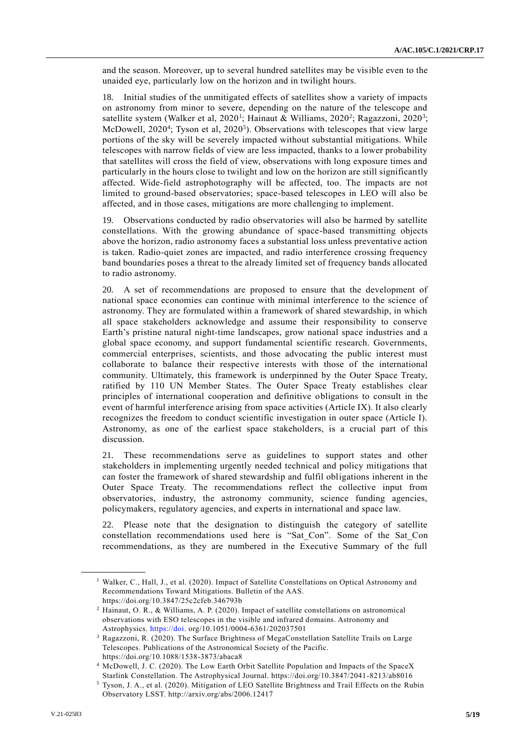and the season. Moreover, up to several hundred satellites may be visible even to the unaided eye, particularly low on the horizon and in twilight hours.

18. Initial studies of the unmitigated effects of satellites show a variety of impacts on astronomy from minor to severe, depending on the nature of the telescope and satellite system (Walker et al, 2020[1]; Hainaut & Williams, 2020[2]; Ragazzoni, 2020[3]; McDowell, 2020[4]; Tyson et al, 2020[5]). Observations with telescopes that view large portions of the sky will be severely impacted without substantial mitigations. While telescopes with narrow fields of view are less impacted, thanks to a lower probability that satellites will cross the field of view, observations with long exposure times and particularly in the hours close to twilight and low on the horizon are still significantly affected. Wide-field astrophotography will be affected, too. The impacts are not limited to ground-based observatories; space-based telescopes in LEO will also be affected, and in those cases, mitigations are more challenging to implement.

19. Observations conducted by radio observatories will also be harmed by satellite constellations. With the growing abundance of space-based transmitting objects above the horizon, radio astronomy faces a substantial loss unless preventative action is taken. Radio-quiet zones are impacted, and radio interference crossing frequency band boundaries poses a threat to the already limited set of frequency bands allocated to radio astronomy.

20. A set of recommendations are proposed to ensure that the development of national space economies can continue with minimal interference to the science of astronomy. They are formulated within a framework of shared stewardship, in which all space stakeholders acknowledge and assume their responsibility to conserve Earth's pristine natural night-time landscapes, grow national space industries and a global space economy, and support fundamental scientific research. Governments, commercial enterprises, scientists, and those advocating the public interest must collaborate to balance their respective interests with those of the international community. Ultimately, this framework is underpinned by the Outer Space Treaty, ratified by 110 UN Member States. The Outer Space Treaty establishes clear principles of international cooperation and definitive obligations to consult in the event of harmful interference arising from space activities (Article IX). It also clearly recognizes the freedom to conduct scientific investigation in outer space (Article I). Astronomy, as one of the earliest space stakeholders, is a crucial part of this discussion.

21. These recommendations serve as guidelines to support states and other stakeholders in implementing urgently needed technical and policy mitigations that can foster the framework of shared stewardship and fulfil obligations inherent in the Outer Space Treaty. The recommendations reflect the collective input from observatories, industry, the astronomy community, science funding agencies, policymakers, regulatory agencies, and experts in international and space law.

22. Please note that the designation to distinguish the category of satellite constellation recommendations used here is "Sat_Con". Some of the Sat_Con recommendations, as they are numbered in the Executive Summary of the full

---

[1] Walker, C., Hall, J., et al. (2020). Impact of Satellite Constellations on Optical Astronomy and Recommendations Toward Mitigations. Bulletin of the AAS. https://doi.org/10.3847/25c2cfeb.346793b

[2] Hainaut, O. R., & Williams, A. P. (2020). Impact of satellite constellations on astronomical observations with ESO telescopes in the visible and infrared domains. Astronomy and Astrophysics. https://doi. org/10.1051/0004-6361/202037501

[3] Ragazzoni, R. (2020). The Surface Brightness of MegaConstellation Satellite Trails on Large Telescopes. Publications of the Astronomical Society of the Pacific. https://doi.org/10.1088/1538-3873/abaca8

[4] McDowell, J. C. (2020). The Low Earth Orbit Satellite Population and Impacts of the SpaceX Starlink Constellation. The Astrophysical Journal. https://doi.org/10.3847/2041-8213/ab8016

[5] Tyson, J. A., et al. (2020). Mitigation of LEO Satellite Brightness and Trail Effects on the Rubin Observatory LSST. http://arxiv.org/abs/2006.12417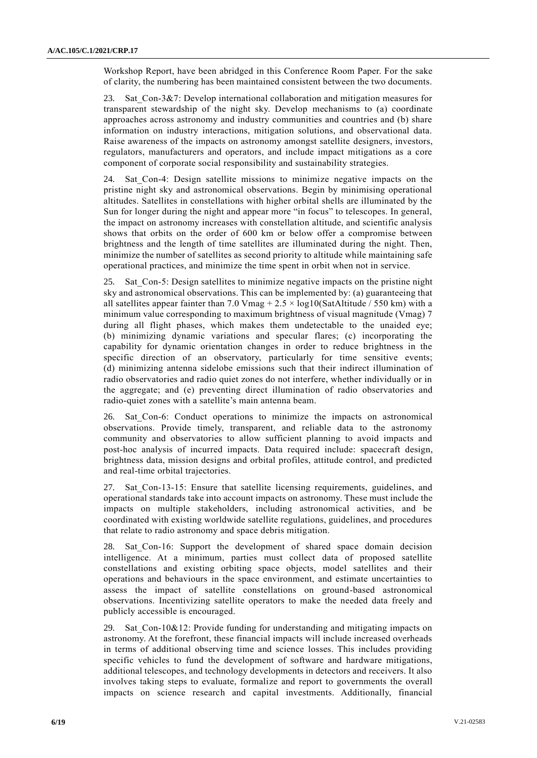Workshop Report, have been abridged in this Conference Room Paper. For the sake of clarity, the numbering has been maintained consistent between the two documents.

23. Sat_Con-3&7: Develop international collaboration and mitigation measures for transparent stewardship of the night sky. Develop mechanisms to (a) coordinate approaches across astronomy and industry communities and countries and (b) share information on industry interactions, mitigation solutions, and observational data. Raise awareness of the impacts on astronomy amongst satellite designers, investors, regulators, manufacturers and operators, and include impact mitigations as a core component of corporate social responsibility and sustainability strategies.

24. Sat_Con-4: Design satellite missions to minimize negative impacts on the pristine night sky and astronomical observations. Begin by minimising operational altitudes. Satellites in constellations with higher orbital shells are illuminated by the Sun for longer during the night and appear more "in focus" to telescopes. In general, the impact on astronomy increases with constellation altitude, and scientific analysis shows that orbits on the order of 600 km or below offer a compromise between brightness and the length of time satellites are illuminated during the night. Then, minimize the number of satellites as second priority to altitude while maintaining safe operational practices, and minimize the time spent in orbit when not in service.

25. Sat_Con-5: Design satellites to minimize negative impacts on the pristine night sky and astronomical observations. This can be implemented by: (a) guaranteeing that all satellites appear fainter than $7.0 \text{ Vmag} + 2.5 \times \log10(\text{SatAltitude} / 550 \text{ km})$ with a minimum value corresponding to maximum brightness of visual magnitude (Vmag) 7 during all flight phases, which makes them undetectable to the unaided eye; (b) minimizing dynamic variations and specular flares; (c) incorporating the capability for dynamic orientation changes in order to reduce brightness in the specific direction of an observatory, particularly for time sensitive events; (d) minimizing antenna sidelobe emissions such that their indirect illumination of radio observatories and radio quiet zones do not interfere, whether individually or in the aggregate; and (e) preventing direct illumination of radio observatories and radio-quiet zones with a satellite's main antenna beam.

26. Sat_Con-6: Conduct operations to minimize the impacts on astronomical observations. Provide timely, transparent, and reliable data to the astronomy community and observatories to allow sufficient planning to avoid impacts and post-hoc analysis of incurred impacts. Data required include: spacecraft design, brightness data, mission designs and orbital profiles, attitude control, and predicted and real-time orbital trajectories.

27. Sat_Con-13-15: Ensure that satellite licensing requirements, guidelines, and operational standards take into account impacts on astronomy. These must include the impacts on multiple stakeholders, including astronomical activities, and be coordinated with existing worldwide satellite regulations, guidelines, and procedures that relate to radio astronomy and space debris mitigation.

28. Sat_Con-16: Support the development of shared space domain decision intelligence. At a minimum, parties must collect data of proposed satellite constellations and existing orbiting space objects, model satellites and their operations and behaviours in the space environment, and estimate uncertainties to assess the impact of satellite constellations on ground-based astronomical observations. Incentivizing satellite operators to make the needed data freely and publicly accessible is encouraged.

29. Sat_Con-10&12: Provide funding for understanding and mitigating impacts on astronomy. At the forefront, these financial impacts will include increased overheads in terms of additional observing time and science losses. This includes providing specific vehicles to fund the development of software and hardware mitigations, additional telescopes, and technology developments in detectors and receivers. It also involves taking steps to evaluate, formalize and report to governments the overall impacts on science research and capital investments. Additionally, financial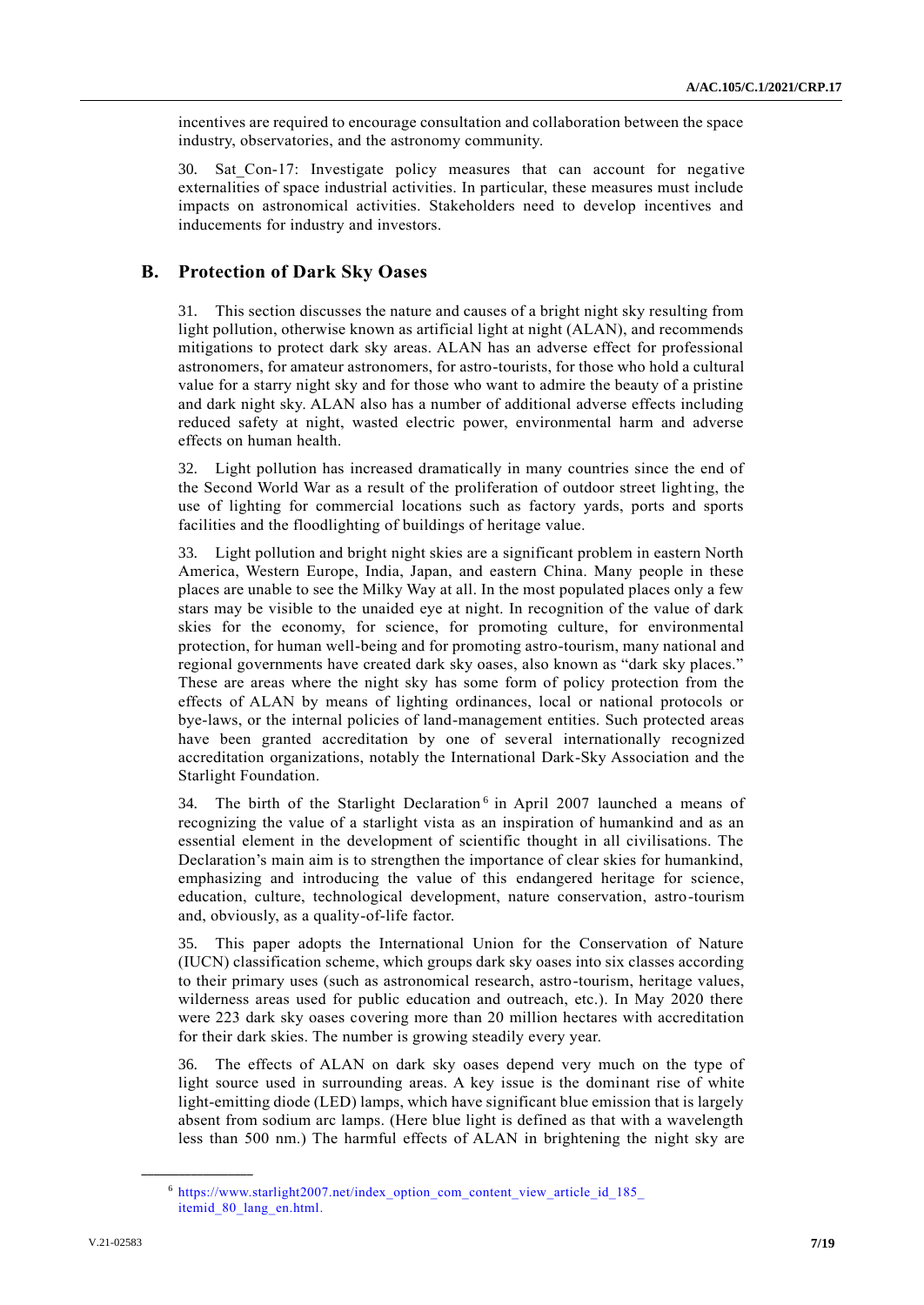incentives are required to encourage consultation and collaboration between the space industry, observatories, and the astronomy community.

30. Sat_Con-17: Investigate policy measures that can account for negative externalities of space industrial activities. In particular, these measures must include impacts on astronomical activities. Stakeholders need to develop incentives and inducements for industry and investors.

## B. Protection of Dark Sky Oases

31. This section discusses the nature and causes of a bright night sky resulting from light pollution, otherwise known as artificial light at night (ALAN), and recommends mitigations to protect dark sky areas. ALAN has an adverse effect for professional astronomers, for amateur astronomers, for astro-tourists, for those who hold a cultural value for a starry night sky and for those who want to admire the beauty of a pristine and dark night sky. ALAN also has a number of additional adverse effects including reduced safety at night, wasted electric power, environmental harm and adverse effects on human health.

32. Light pollution has increased dramatically in many countries since the end of the Second World War as a result of the proliferation of outdoor street lighting, the use of lighting for commercial locations such as factory yards, ports and sports facilities and the floodlighting of buildings of heritage value.

33. Light pollution and bright night skies are a significant problem in eastern North America, Western Europe, India, Japan, and eastern China. Many people in these places are unable to see the Milky Way at all. In the most populated places only a few stars may be visible to the unaided eye at night. In recognition of the value of dark skies for the economy, for science, for promoting culture, for environmental protection, for human well-being and for promoting astro-tourism, many national and regional governments have created dark sky oases, also known as "dark sky places." These are areas where the night sky has some form of policy protection from the effects of ALAN by means of lighting ordinances, local or national protocols or bye-laws, or the internal policies of land-management entities. Such protected areas have been granted accreditation by one of several internationally recognized accreditation organizations, notably the International Dark-Sky Association and the Starlight Foundation.

34. The birth of the Starlight Declaration[6] in April 2007 launched a means of recognizing the value of a starlight vista as an inspiration of humankind and as an essential element in the development of scientific thought in all civilisations. The Declaration's main aim is to strengthen the importance of clear skies for humankind, emphasizing and introducing the value of this endangered heritage for science, education, culture, technological development, nature conservation, astro-tourism and, obviously, as a quality-of-life factor.

35. This paper adopts the International Union for the Conservation of Nature (IUCN) classification scheme, which groups dark sky oases into six classes according to their primary uses (such as astronomical research, astro-tourism, heritage values, wilderness areas used for public education and outreach, etc.). In May 2020 there were 223 dark sky oases covering more than 20 million hectares with accreditation for their dark skies. The number is growing steadily every year.

36. The effects of ALAN on dark sky oases depend very much on the type of light source used in surrounding areas. A key issue is the dominant rise of white light-emitting diode (LED) lamps, which have significant blue emission that is largely absent from sodium arc lamps. (Here blue light is defined as that with a wavelength less than 500 nm.) The harmful effects of ALAN in brightening the night sky are

---

[6] https://www.starlight2007.net/index_option_com_content_view_article_id_185_itemid_80_lang_en.html.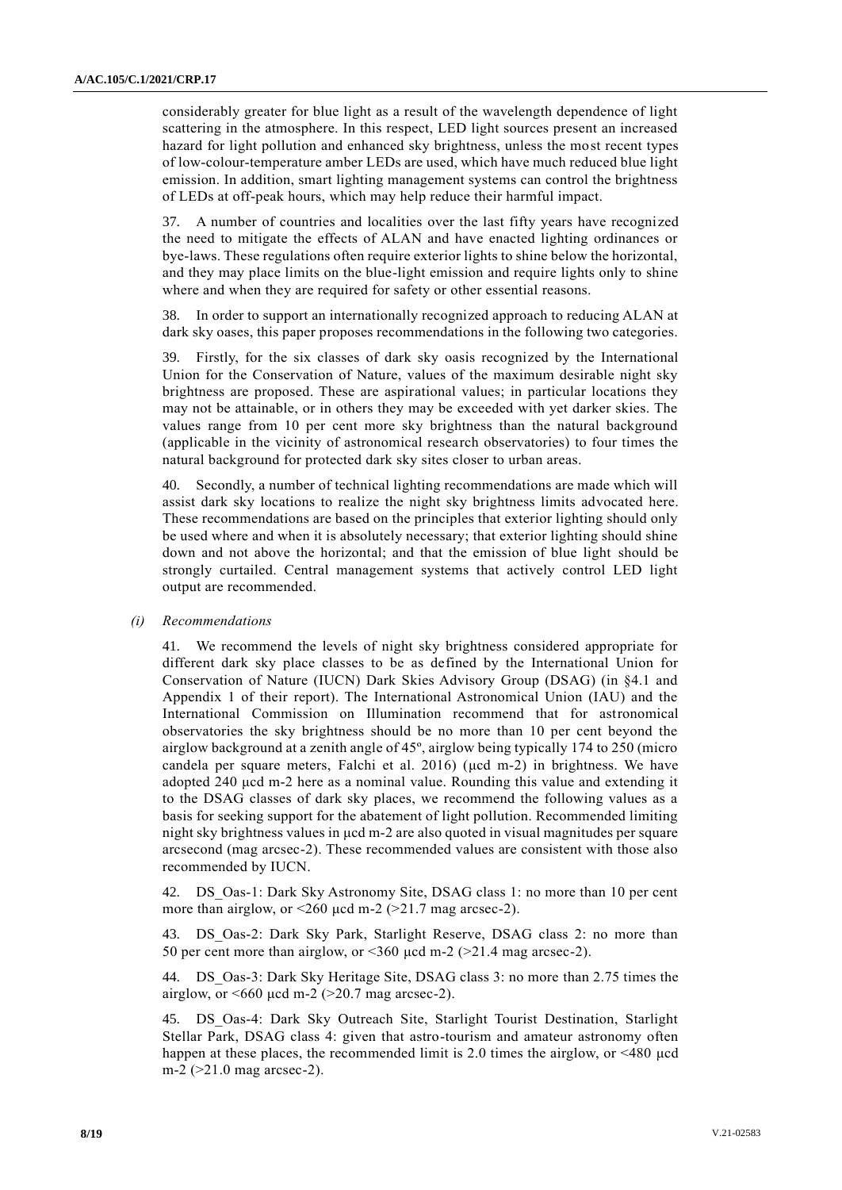considerably greater for blue light as a result of the wavelength dependence of light scattering in the atmosphere. In this respect, LED light sources present an increased hazard for light pollution and enhanced sky brightness, unless the most recent types of low-colour-temperature amber LEDs are used, which have much reduced blue light emission. In addition, smart lighting management systems can control the brightness of LEDs at off-peak hours, which may help reduce their harmful impact.

37. A number of countries and localities over the last fifty years have recognized the need to mitigate the effects of ALAN and have enacted lighting ordinances or bye-laws. These regulations often require exterior lights to shine below the horizontal, and they may place limits on the blue-light emission and require lights only to shine where and when they are required for safety or other essential reasons.

38. In order to support an internationally recognized approach to reducing ALAN at dark sky oases, this paper proposes recommendations in the following two categories.

39. Firstly, for the six classes of dark sky oasis recognized by the International Union for the Conservation of Nature, values of the maximum desirable night sky brightness are proposed. These are aspirational values; in particular locations they may not be attainable, or in others they may be exceeded with yet darker skies. The values range from 10 per cent more sky brightness than the natural background (applicable in the vicinity of astronomical research observatories) to four times the natural background for protected dark sky sites closer to urban areas.

40. Secondly, a number of technical lighting recommendations are made which will assist dark sky locations to realize the night sky brightness limits advocated here. These recommendations are based on the principles that exterior lighting should only be used where and when it is absolutely necessary; that exterior lighting should shine down and not above the horizontal; and that the emission of blue light should be strongly curtailed. Central management systems that actively control LED light output are recommended.

*(i) Recommendations*

41. We recommend the levels of night sky brightness considered appropriate for different dark sky place classes to be as defined by the International Union for Conservation of Nature (IUCN) Dark Skies Advisory Group (DSAG) (in §4.1 and Appendix 1 of their report). The International Astronomical Union (IAU) and the International Commission on Illumination recommend that for astronomical observatories the sky brightness should be no more than 10 per cent beyond the airglow background at a zenith angle of 45º, airglow being typically 174 to 250 (micro candela per square meters, Falchi et al. 2016) (μcd m-2) in brightness. We have adopted 240 μcd m-2 here as a nominal value. Rounding this value and extending it to the DSAG classes of dark sky places, we recommend the following values as a basis for seeking support for the abatement of light pollution. Recommended limiting night sky brightness values in μcd m-2 are also quoted in visual magnitudes per square arcsecond (mag arcsec-2). These recommended values are consistent with those also recommended by IUCN.

42. DS_Oas-1: Dark Sky Astronomy Site, DSAG class 1: no more than 10 per cent more than airglow, or <260 μcd m-2 (>21.7 mag arcsec-2).

43. DS_Oas-2: Dark Sky Park, Starlight Reserve, DSAG class 2: no more than 50 per cent more than airglow, or <360 μcd m-2 (>21.4 mag arcsec-2).

44. DS_Oas-3: Dark Sky Heritage Site, DSAG class 3: no more than 2.75 times the airglow, or <660 μcd m-2 (>20.7 mag arcsec-2).

45. DS_Oas-4: Dark Sky Outreach Site, Starlight Tourist Destination, Starlight Stellar Park, DSAG class 4: given that astro-tourism and amateur astronomy often happen at these places, the recommended limit is 2.0 times the airglow, or <480 μcd m-2 (>21.0 mag arcsec-2).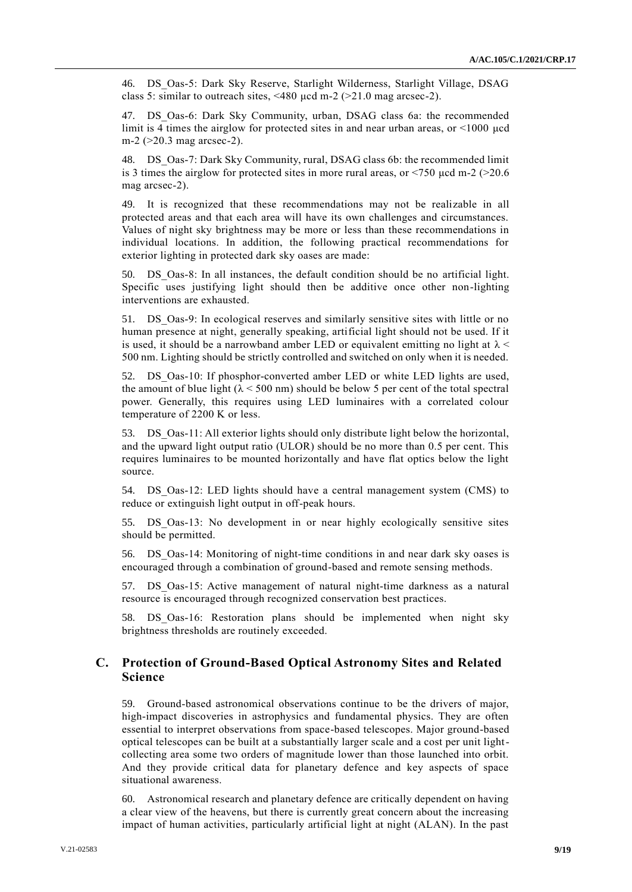46. DS_Oas-5: Dark Sky Reserve, Starlight Wilderness, Starlight Village, DSAG class 5: similar to outreach sites, <480 μcd m-2 (>21.0 mag arcsec-2).

47. DS_Oas-6: Dark Sky Community, urban, DSAG class 6a: the recommended limit is 4 times the airglow for protected sites in and near urban areas, or <1000 μcd m-2 (>20.3 mag arcsec-2).

48. DS_Oas-7: Dark Sky Community, rural, DSAG class 6b: the recommended limit is 3 times the airglow for protected sites in more rural areas, or <750 μcd m-2 (>20.6 mag arcsec-2).

49. It is recognized that these recommendations may not be realizable in all protected areas and that each area will have its own challenges and circumstances. Values of night sky brightness may be more or less than these recommendations in individual locations. In addition, the following practical recommendations for exterior lighting in protected dark sky oases are made:

50. DS_Oas-8: In all instances, the default condition should be no artificial light. Specific uses justifying light should then be additive once other non-lighting interventions are exhausted.

51. DS_Oas-9: In ecological reserves and similarly sensitive sites with little or no human presence at night, generally speaking, artificial light should not be used. If it is used, it should be a narrowband amber LED or equivalent emitting no light at $\lambda <$ 500 nm. Lighting should be strictly controlled and switched on only when it is needed.

52. DS_Oas-10: If phosphor-converted amber LED or white LED lights are used, the amount of blue light ($\lambda <$ 500 nm) should be below 5 per cent of the total spectral power. Generally, this requires using LED luminaires with a correlated colour temperature of 2200 K or less.

53. DS_Oas-11: All exterior lights should only distribute light below the horizontal, and the upward light output ratio (ULOR) should be no more than 0.5 per cent. This requires luminaires to be mounted horizontally and have flat optics below the light source.

54. DS_Oas-12: LED lights should have a central management system (CMS) to reduce or extinguish light output in off-peak hours.

55. DS_Oas-13: No development in or near highly ecologically sensitive sites should be permitted.

56. DS_Oas-14: Monitoring of night-time conditions in and near dark sky oases is encouraged through a combination of ground-based and remote sensing methods.

57. DS_Oas-15: Active management of natural night-time darkness as a natural resource is encouraged through recognized conservation best practices.

58. DS_Oas-16: Restoration plans should be implemented when night sky brightness thresholds are routinely exceeded.

## C. Protection of Ground-Based Optical Astronomy Sites and Related Science

59. Ground-based astronomical observations continue to be the drivers of major, high-impact discoveries in astrophysics and fundamental physics. They are often essential to interpret observations from space-based telescopes. Major ground-based optical telescopes can be built at a substantially larger scale and a cost per unit light-collecting area some two orders of magnitude lower than those launched into orbit. And they provide critical data for planetary defence and key aspects of space situational awareness.

60. Astronomical research and planetary defence are critically dependent on having a clear view of the heavens, but there is currently great concern about the increasing impact of human activities, particularly artificial light at night (ALAN). In the past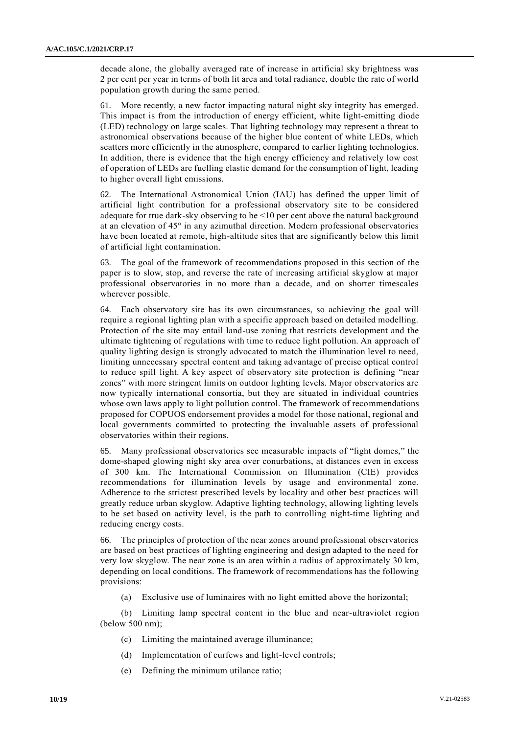decade alone, the globally averaged rate of increase in artificial sky brightness was 2 per cent per year in terms of both lit area and total radiance, double the rate of world population growth during the same period.

61. More recently, a new factor impacting natural night sky integrity has emerged. This impact is from the introduction of energy efficient, white light-emitting diode (LED) technology on large scales. That lighting technology may represent a threat to astronomical observations because of the higher blue content of white LEDs, which scatters more efficiently in the atmosphere, compared to earlier lighting technologies. In addition, there is evidence that the high energy efficiency and relatively low cost of operation of LEDs are fuelling elastic demand for the consumption of light, leading to higher overall light emissions.

62. The International Astronomical Union (IAU) has defined the upper limit of artificial light contribution for a professional observatory site to be considered adequate for true dark-sky observing to be <10 per cent above the natural background at an elevation of 45° in any azimuthal direction. Modern professional observatories have been located at remote, high-altitude sites that are significantly below this limit of artificial light contamination.

63. The goal of the framework of recommendations proposed in this section of the paper is to slow, stop, and reverse the rate of increasing artificial skyglow at major professional observatories in no more than a decade, and on shorter timescales wherever possible.

64. Each observatory site has its own circumstances, so achieving the goal will require a regional lighting plan with a specific approach based on detailed modelling. Protection of the site may entail land-use zoning that restricts development and the ultimate tightening of regulations with time to reduce light pollution. An approach of quality lighting design is strongly advocated to match the illumination level to need, limiting unnecessary spectral content and taking advantage of precise optical control to reduce spill light. A key aspect of observatory site protection is defining "near zones" with more stringent limits on outdoor lighting levels. Major observatories are now typically international consortia, but they are situated in individual countries whose own laws apply to light pollution control. The framework of recommendations proposed for COPUOS endorsement provides a model for those national, regional and local governments committed to protecting the invaluable assets of professional observatories within their regions.

65. Many professional observatories see measurable impacts of "light domes," the dome-shaped glowing night sky area over conurbations, at distances even in excess of 300 km. The International Commission on Illumination (CIE) provides recommendations for illumination levels by usage and environmental zone. Adherence to the strictest prescribed levels by locality and other best practices will greatly reduce urban skyglow. Adaptive lighting technology, allowing lighting levels to be set based on activity level, is the path to controlling night-time lighting and reducing energy costs.

66. The principles of protection of the near zones around professional observatories are based on best practices of lighting engineering and design adapted to the need for very low skyglow. The near zone is an area within a radius of approximately 30 km, depending on local conditions. The framework of recommendations has the following provisions:

(a) Exclusive use of luminaires with no light emitted above the horizontal;

(b) Limiting lamp spectral content in the blue and near-ultraviolet region (below 500 nm);

(c) Limiting the maintained average illuminance;

(d) Implementation of curfews and light-level controls;

(e) Defining the minimum utilance ratio;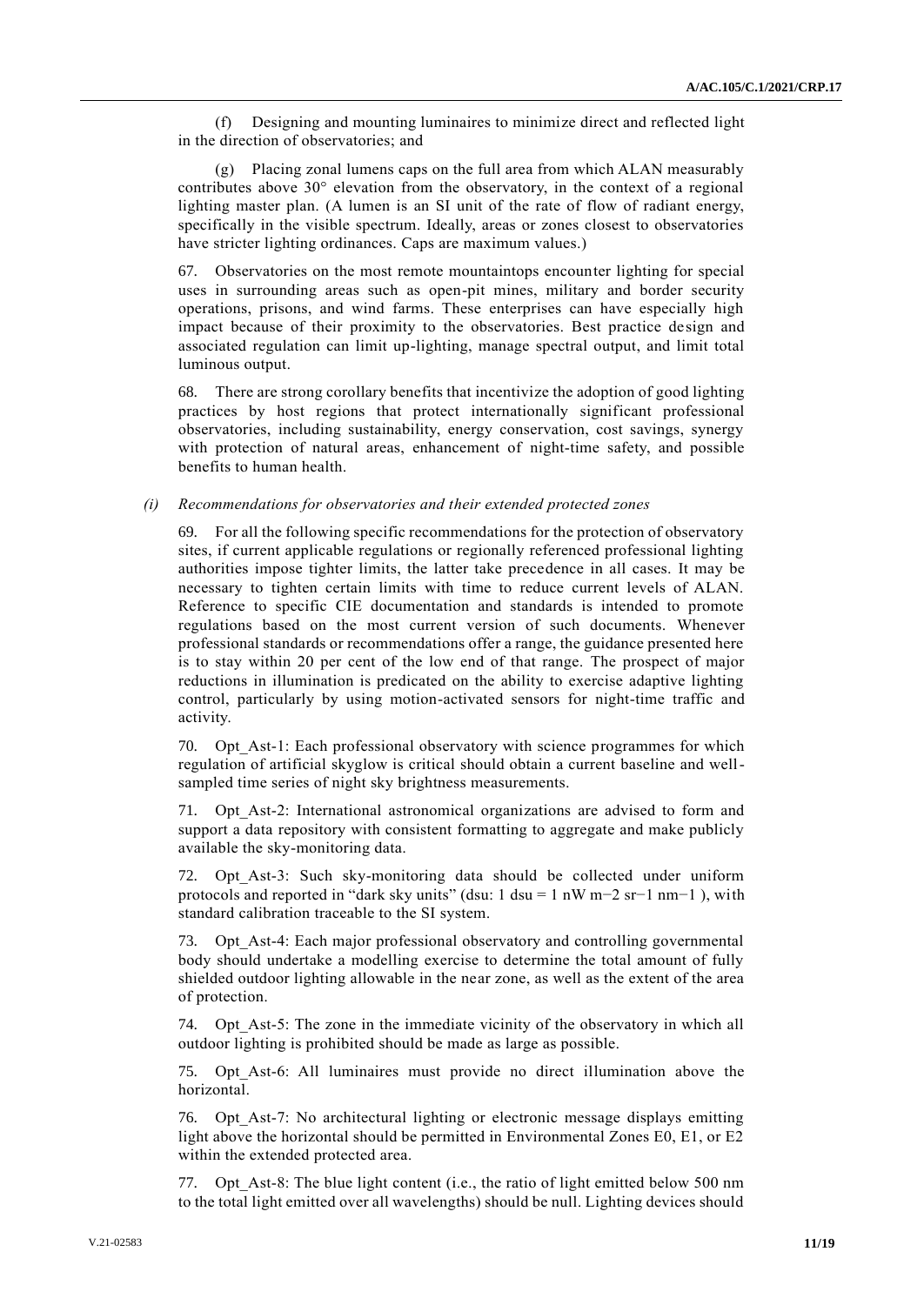(f) Designing and mounting luminaires to minimize direct and reflected light in the direction of observatories; and

(g) Placing zonal lumens caps on the full area from which ALAN measurably contributes above 30° elevation from the observatory, in the context of a regional lighting master plan. (A lumen is an SI unit of the rate of flow of radiant energy, specifically in the visible spectrum. Ideally, areas or zones closest to observatories have stricter lighting ordinances. Caps are maximum values.)

67. Observatories on the most remote mountaintops encounter lighting for special uses in surrounding areas such as open-pit mines, military and border security operations, prisons, and wind farms. These enterprises can have especially high impact because of their proximity to the observatories. Best practice design and associated regulation can limit up-lighting, manage spectral output, and limit total luminous output.

68. There are strong corollary benefits that incentivize the adoption of good lighting practices by host regions that protect internationally significant professional observatories, including sustainability, energy conservation, cost savings, synergy with protection of natural areas, enhancement of night-time safety, and possible benefits to human health.

*(i) Recommendations for observatories and their extended protected zones*

69. For all the following specific recommendations for the protection of observatory sites, if current applicable regulations or regionally referenced professional lighting authorities impose tighter limits, the latter take precedence in all cases. It may be necessary to tighten certain limits with time to reduce current levels of ALAN. Reference to specific CIE documentation and standards is intended to promote regulations based on the most current version of such documents. Whenever professional standards or recommendations offer a range, the guidance presented here is to stay within 20 per cent of the low end of that range. The prospect of major reductions in illumination is predicated on the ability to exercise adaptive lighting control, particularly by using motion-activated sensors for night-time traffic and activity.

70. Opt_Ast-1: Each professional observatory with science programmes for which regulation of artificial skyglow is critical should obtain a current baseline and well-sampled time series of night sky brightness measurements.

71. Opt_Ast-2: International astronomical organizations are advised to form and support a data repository with consistent formatting to aggregate and make publicly available the sky-monitoring data.

72. Opt_Ast-3: Such sky-monitoring data should be collected under uniform protocols and reported in "dark sky units" (dsu: 1 dsu = 1 nW $m^{-2}$ $sr^{-1}$ $nm^{-1}$ ), with standard calibration traceable to the SI system.

73. Opt_Ast-4: Each major professional observatory and controlling governmental body should undertake a modelling exercise to determine the total amount of fully shielded outdoor lighting allowable in the near zone, as well as the extent of the area of protection.

74. Opt_Ast-5: The zone in the immediate vicinity of the observatory in which all outdoor lighting is prohibited should be made as large as possible.

75. Opt_Ast-6: All luminaires must provide no direct illumination above the horizontal.

76. Opt_Ast-7: No architectural lighting or electronic message displays emitting light above the horizontal should be permitted in Environmental Zones E0, E1, or E2 within the extended protected area.

77. Opt_Ast-8: The blue light content (i.e., the ratio of light emitted below 500 nm to the total light emitted over all wavelengths) should be null. Lighting devices should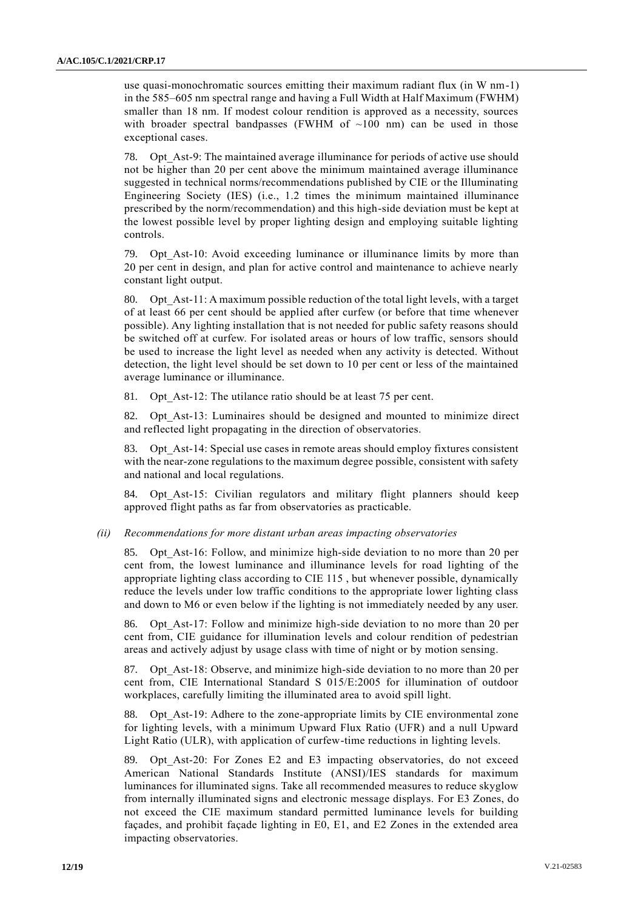use quasi-monochromatic sources emitting their maximum radiant flux (in W nm-1) in the 585–605 nm spectral range and having a Full Width at Half Maximum (FWHM) smaller than 18 nm. If modest colour rendition is approved as a necessity, sources with broader spectral bandpasses (FWHM of ~100 nm) can be used in those exceptional cases.

78. Opt_Ast-9: The maintained average illuminance for periods of active use should not be higher than 20 per cent above the minimum maintained average illuminance suggested in technical norms/recommendations published by CIE or the Illuminating Engineering Society (IES) (i.e., 1.2 times the minimum maintained illuminance prescribed by the norm/recommendation) and this high-side deviation must be kept at the lowest possible level by proper lighting design and employing suitable lighting controls.

79. Opt_Ast-10: Avoid exceeding luminance or illuminance limits by more than 20 per cent in design, and plan for active control and maintenance to achieve nearly constant light output.

80. Opt_Ast-11: A maximum possible reduction of the total light levels, with a target of at least 66 per cent should be applied after curfew (or before that time whenever possible). Any lighting installation that is not needed for public safety reasons should be switched off at curfew. For isolated areas or hours of low traffic, sensors should be used to increase the light level as needed when any activity is detected. Without detection, the light level should be set down to 10 per cent or less of the maintained average luminance or illuminance.

81. Opt_Ast-12: The utilance ratio should be at least 75 per cent.

82. Opt_Ast-13: Luminaires should be designed and mounted to minimize direct and reflected light propagating in the direction of observatories.

83. Opt_Ast-14: Special use cases in remote areas should employ fixtures consistent with the near-zone regulations to the maximum degree possible, consistent with safety and national and local regulations.

84. Opt_Ast-15: Civilian regulators and military flight planners should keep approved flight paths as far from observatories as practicable.

*(ii) Recommendations for more distant urban areas impacting observatories*

85. Opt_Ast-16: Follow, and minimize high-side deviation to no more than 20 per cent from, the lowest luminance and illuminance levels for road lighting of the appropriate lighting class according to CIE 115 , but whenever possible, dynamically reduce the levels under low traffic conditions to the appropriate lower lighting class and down to M6 or even below if the lighting is not immediately needed by any user.

86. Opt_Ast-17: Follow and minimize high-side deviation to no more than 20 per cent from, CIE guidance for illumination levels and colour rendition of pedestrian areas and actively adjust by usage class with time of night or by motion sensing.

87. Opt_Ast-18: Observe, and minimize high-side deviation to no more than 20 per cent from, CIE International Standard S 015/E:2005 for illumination of outdoor workplaces, carefully limiting the illuminated area to avoid spill light.

88. Opt_Ast-19: Adhere to the zone-appropriate limits by CIE environmental zone for lighting levels, with a minimum Upward Flux Ratio (UFR) and a null Upward Light Ratio (ULR), with application of curfew-time reductions in lighting levels.

89. Opt_Ast-20: For Zones E2 and E3 impacting observatories, do not exceed American National Standards Institute (ANSI)/IES standards for maximum luminances for illuminated signs. Take all recommended measures to reduce skyglow from internally illuminated signs and electronic message displays. For E3 Zones, do not exceed the CIE maximum standard permitted luminance levels for building façades, and prohibit façade lighting in E0, E1, and E2 Zones in the extended area impacting observatories.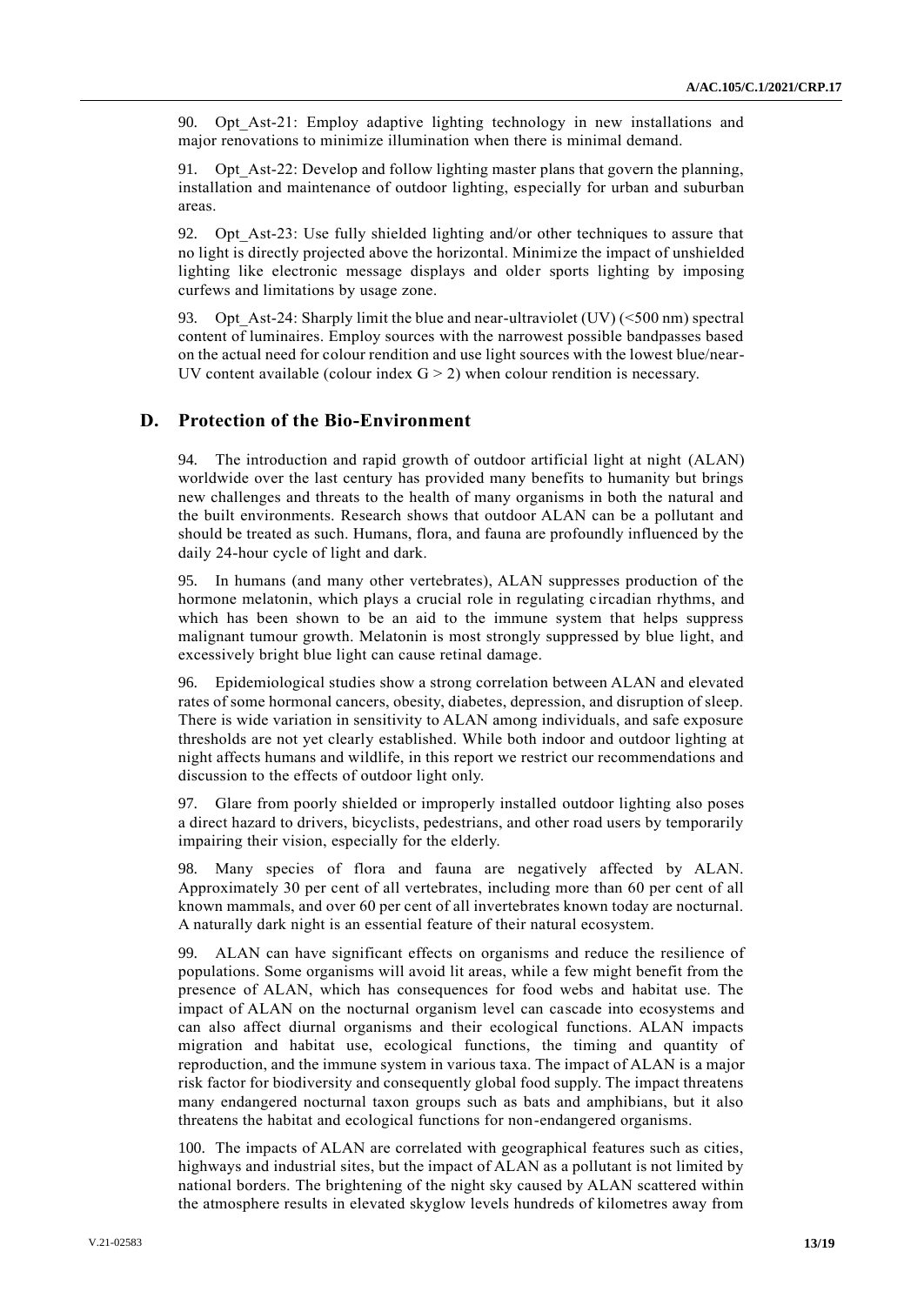90. Opt_Ast-21: Employ adaptive lighting technology in new installations and major renovations to minimize illumination when there is minimal demand.

91. Opt_Ast-22: Develop and follow lighting master plans that govern the planning, installation and maintenance of outdoor lighting, especially for urban and suburban areas.

92. Opt_Ast-23: Use fully shielded lighting and/or other techniques to assure that no light is directly projected above the horizontal. Minimize the impact of unshielded lighting like electronic message displays and older sports lighting by imposing curfews and limitations by usage zone.

93. Opt_Ast-24: Sharply limit the blue and near-ultraviolet (UV) (<500 nm) spectral content of luminaires. Employ sources with the narrowest possible bandpasses based on the actual need for colour rendition and use light sources with the lowest blue/near-UV content available (colour index $G > 2$) when colour rendition is necessary.

## D. Protection of the Bio-Environment

94. The introduction and rapid growth of outdoor artificial light at night (ALAN) worldwide over the last century has provided many benefits to humanity but brings new challenges and threats to the health of many organisms in both the natural and the built environments. Research shows that outdoor ALAN can be a pollutant and should be treated as such. Humans, flora, and fauna are profoundly influenced by the daily 24-hour cycle of light and dark.

95. In humans (and many other vertebrates), ALAN suppresses production of the hormone melatonin, which plays a crucial role in regulating circadian rhythms, and which has been shown to be an aid to the immune system that helps suppress malignant tumour growth. Melatonin is most strongly suppressed by blue light, and excessively bright blue light can cause retinal damage.

96. Epidemiological studies show a strong correlation between ALAN and elevated rates of some hormonal cancers, obesity, diabetes, depression, and disruption of sleep. There is wide variation in sensitivity to ALAN among individuals, and safe exposure thresholds are not yet clearly established. While both indoor and outdoor lighting at night affects humans and wildlife, in this report we restrict our recommendations and discussion to the effects of outdoor light only.

97. Glare from poorly shielded or improperly installed outdoor lighting also poses a direct hazard to drivers, bicyclists, pedestrians, and other road users by temporarily impairing their vision, especially for the elderly.

98. Many species of flora and fauna are negatively affected by ALAN. Approximately 30 per cent of all vertebrates, including more than 60 per cent of all known mammals, and over 60 per cent of all invertebrates known today are nocturnal. A naturally dark night is an essential feature of their natural ecosystem.

99. ALAN can have significant effects on organisms and reduce the resilience of populations. Some organisms will avoid lit areas, while a few might benefit from the presence of ALAN, which has consequences for food webs and habitat use. The impact of ALAN on the nocturnal organism level can cascade into ecosystems and can also affect diurnal organisms and their ecological functions. ALAN impacts migration and habitat use, ecological functions, the timing and quantity of reproduction, and the immune system in various taxa. The impact of ALAN is a major risk factor for biodiversity and consequently global food supply. The impact threatens many endangered nocturnal taxon groups such as bats and amphibians, but it also threatens the habitat and ecological functions for non-endangered organisms.

100. The impacts of ALAN are correlated with geographical features such as cities, highways and industrial sites, but the impact of ALAN as a pollutant is not limited by national borders. The brightening of the night sky caused by ALAN scattered within the atmosphere results in elevated skyglow levels hundreds of kilometres away from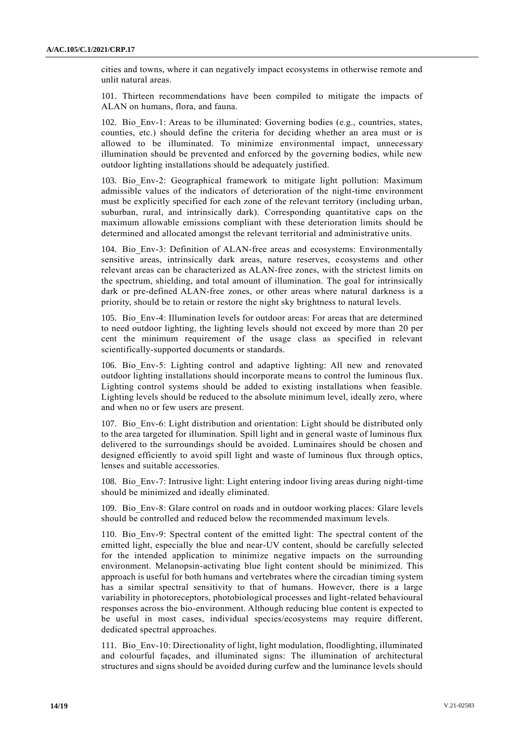cities and towns, where it can negatively impact ecosystems in otherwise remote and unlit natural areas.

101. Thirteen recommendations have been compiled to mitigate the impacts of ALAN on humans, flora, and fauna.

102. Bio_Env-1: Areas to be illuminated: Governing bodies (e.g., countries, states, counties, etc.) should define the criteria for deciding whether an area must or is allowed to be illuminated. To minimize environmental impact, unnecessary illumination should be prevented and enforced by the governing bodies, while new outdoor lighting installations should be adequately justified.

103. Bio_Env-2: Geographical framework to mitigate light pollution: Maximum admissible values of the indicators of deterioration of the night-time environment must be explicitly specified for each zone of the relevant territory (including urban, suburban, rural, and intrinsically dark). Corresponding quantitative caps on the maximum allowable emissions compliant with these deterioration limits should be determined and allocated amongst the relevant territorial and administrative units.

104. Bio_Env-3: Definition of ALAN-free areas and ecosystems: Environmentally sensitive areas, intrinsically dark areas, nature reserves, ecosystems and other relevant areas can be characterized as ALAN-free zones, with the strictest limits on the spectrum, shielding, and total amount of illumination. The goal for intrinsically dark or pre-defined ALAN-free zones, or other areas where natural darkness is a priority, should be to retain or restore the night sky brightness to natural levels.

105. Bio_Env-4: Illumination levels for outdoor areas: For areas that are determined to need outdoor lighting, the lighting levels should not exceed by more than 20 per cent the minimum requirement of the usage class as specified in relevant scientifically-supported documents or standards.

106. Bio_Env-5: Lighting control and adaptive lighting: All new and renovated outdoor lighting installations should incorporate means to control the luminous flux. Lighting control systems should be added to existing installations when feasible. Lighting levels should be reduced to the absolute minimum level, ideally zero, where and when no or few users are present.

107. Bio_Env-6: Light distribution and orientation: Light should be distributed only to the area targeted for illumination. Spill light and in general waste of luminous flux delivered to the surroundings should be avoided. Luminaires should be chosen and designed efficiently to avoid spill light and waste of luminous flux through optics, lenses and suitable accessories.

108. Bio_Env-7: Intrusive light: Light entering indoor living areas during night-time should be minimized and ideally eliminated.

109. Bio_Env-8: Glare control on roads and in outdoor working places: Glare levels should be controlled and reduced below the recommended maximum levels.

110. Bio_Env-9: Spectral content of the emitted light: The spectral content of the emitted light, especially the blue and near-UV content, should be carefully selected for the intended application to minimize negative impacts on the surrounding environment. Melanopsin-activating blue light content should be minimized. This approach is useful for both humans and vertebrates where the circadian timing system has a similar spectral sensitivity to that of humans. However, there is a large variability in photoreceptors, photobiological processes and light-related behavioural responses across the bio-environment. Although reducing blue content is expected to be useful in most cases, individual species/ecosystems may require different, dedicated spectral approaches.

111. Bio_Env-10: Directionality of light, light modulation, floodlighting, illuminated and colourful façades, and illuminated signs: The illumination of architectural structures and signs should be avoided during curfew and the luminance levels should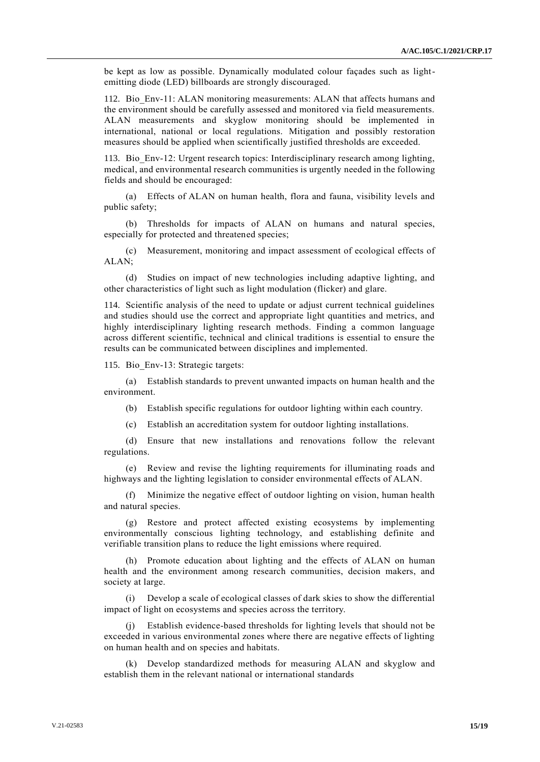be kept as low as possible. Dynamically modulated colour façades such as light-emitting diode (LED) billboards are strongly discouraged.

112. Bio_Env-11: ALAN monitoring measurements: ALAN that affects humans and the environment should be carefully assessed and monitored via field measurements. ALAN measurements and skyglow monitoring should be implemented in international, national or local regulations. Mitigation and possibly restoration measures should be applied when scientifically justified thresholds are exceeded.

113. Bio_Env-12: Urgent research topics: Interdisciplinary research among lighting, medical, and environmental research communities is urgently needed in the following fields and should be encouraged:

(a) Effects of ALAN on human health, flora and fauna, visibility levels and public safety;

(b) Thresholds for impacts of ALAN on humans and natural species, especially for protected and threatened species;

(c) Measurement, monitoring and impact assessment of ecological effects of ALAN;

(d) Studies on impact of new technologies including adaptive lighting, and other characteristics of light such as light modulation (flicker) and glare.

114. Scientific analysis of the need to update or adjust current technical guidelines and studies should use the correct and appropriate light quantities and metrics, and highly interdisciplinary lighting research methods. Finding a common language across different scientific, technical and clinical traditions is essential to ensure the results can be communicated between disciplines and implemented.

115. Bio_Env-13: Strategic targets:

(a) Establish standards to prevent unwanted impacts on human health and the environment.

(b) Establish specific regulations for outdoor lighting within each country.

(c) Establish an accreditation system for outdoor lighting installations.

(d) Ensure that new installations and renovations follow the relevant regulations.

(e) Review and revise the lighting requirements for illuminating roads and highways and the lighting legislation to consider environmental effects of ALAN.

(f) Minimize the negative effect of outdoor lighting on vision, human health and natural species.

(g) Restore and protect affected existing ecosystems by implementing environmentally conscious lighting technology, and establishing definite and verifiable transition plans to reduce the light emissions where required.

(h) Promote education about lighting and the effects of ALAN on human health and the environment among research communities, decision makers, and society at large.

(i) Develop a scale of ecological classes of dark skies to show the differential impact of light on ecosystems and species across the territory.

(j) Establish evidence-based thresholds for lighting levels that should not be exceeded in various environmental zones where there are negative effects of lighting on human health and on species and habitats.

(k) Develop standardized methods for measuring ALAN and skyglow and establish them in the relevant national or international standards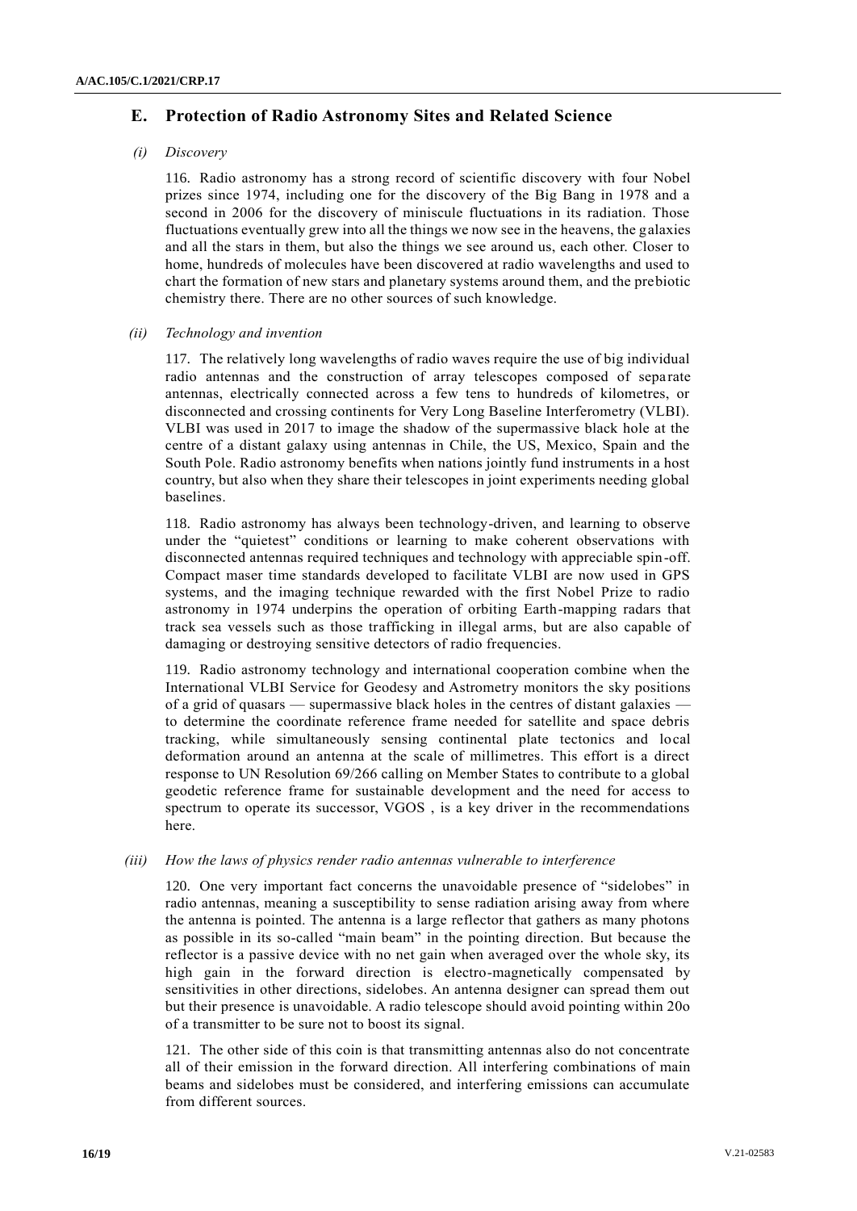## E. Protection of Radio Astronomy Sites and Related Science

### *(i) Discovery*

116. Radio astronomy has a strong record of scientific discovery with four Nobel prizes since 1974, including one for the discovery of the Big Bang in 1978 and a second in 2006 for the discovery of miniscule fluctuations in its radiation. Those fluctuations eventually grew into all the things we now see in the heavens, the galaxies and all the stars in them, but also the things we see around us, each other. Closer to home, hundreds of molecules have been discovered at radio wavelengths and used to chart the formation of new stars and planetary systems around them, and the prebiotic chemistry there. There are no other sources of such knowledge.

### *(ii) Technology and invention*

117. The relatively long wavelengths of radio waves require the use of big individual radio antennas and the construction of array telescopes composed of separate antennas, electrically connected across a few tens to hundreds of kilometres, or disconnected and crossing continents for Very Long Baseline Interferometry (VLBI). VLBI was used in 2017 to image the shadow of the supermassive black hole at the centre of a distant galaxy using antennas in Chile, the US, Mexico, Spain and the South Pole. Radio astronomy benefits when nations jointly fund instruments in a host country, but also when they share their telescopes in joint experiments needing global baselines.

118. Radio astronomy has always been technology-driven, and learning to observe under the "quietest" conditions or learning to make coherent observations with disconnected antennas required techniques and technology with appreciable spin-off. Compact maser time standards developed to facilitate VLBI are now used in GPS systems, and the imaging technique rewarded with the first Nobel Prize to radio astronomy in 1974 underpins the operation of orbiting Earth-mapping radars that track sea vessels such as those trafficking in illegal arms, but are also capable of damaging or destroying sensitive detectors of radio frequencies.

119. Radio astronomy technology and international cooperation combine when the International VLBI Service for Geodesy and Astrometry monitors the sky positions of a grid of quasars — supermassive black holes in the centres of distant galaxies — to determine the coordinate reference frame needed for satellite and space debris tracking, while simultaneously sensing continental plate tectonics and local deformation around an antenna at the scale of millimetres. This effort is a direct response to UN Resolution 69/266 calling on Member States to contribute to a global geodetic reference frame for sustainable development and the need for access to spectrum to operate its successor, VGOS , is a key driver in the recommendations here.

### *(iii) How the laws of physics render radio antennas vulnerable to interference*

120. One very important fact concerns the unavoidable presence of "sidelobes" in radio antennas, meaning a susceptibility to sense radiation arising away from where the antenna is pointed. The antenna is a large reflector that gathers as many photons as possible in its so-called "main beam" in the pointing direction. But because the reflector is a passive device with no net gain when averaged over the whole sky, its high gain in the forward direction is electro-magnetically compensated by sensitivities in other directions, sidelobes. An antenna designer can spread them out but their presence is unavoidable. A radio telescope should avoid pointing within 20o of a transmitter to be sure not to boost its signal.

121. The other side of this coin is that transmitting antennas also do not concentrate all of their emission in the forward direction. All interfering combinations of main beams and sidelobes must be considered, and interfering emissions can accumulate from different sources.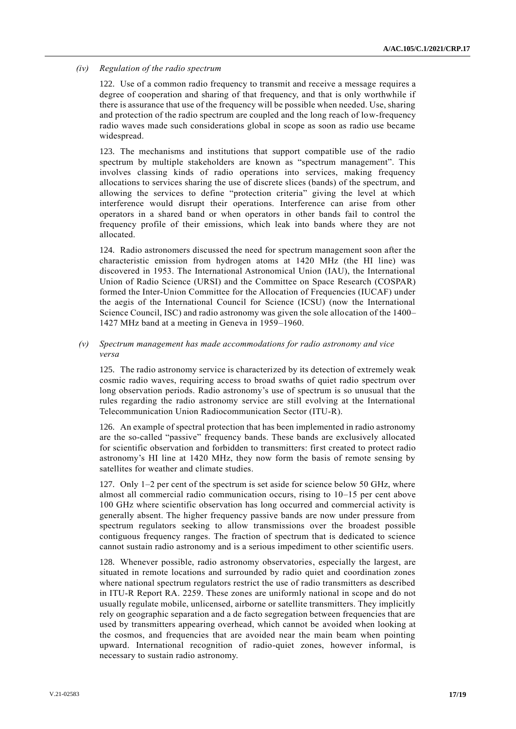*(iv) Regulation of the radio spectrum*

122. Use of a common radio frequency to transmit and receive a message requires a degree of cooperation and sharing of that frequency, and that is only worthwhile if there is assurance that use of the frequency will be possible when needed. Use, sharing and protection of the radio spectrum are coupled and the long reach of low-frequency radio waves made such considerations global in scope as soon as radio use became widespread.

123. The mechanisms and institutions that support compatible use of the radio spectrum by multiple stakeholders are known as "spectrum management". This involves classing kinds of radio operations into services, making frequency allocations to services sharing the use of discrete slices (bands) of the spectrum, and allowing the services to define "protection criteria" giving the level at which interference would disrupt their operations. Interference can arise from other operators in a shared band or when operators in other bands fail to control the frequency profile of their emissions, which leak into bands where they are not allocated.

124. Radio astronomers discussed the need for spectrum management soon after the characteristic emission from hydrogen atoms at 1420 MHz (the HI line) was discovered in 1953. The International Astronomical Union (IAU), the International Union of Radio Science (URSI) and the Committee on Space Research (COSPAR) formed the Inter-Union Committee for the Allocation of Frequencies (IUCAF) under the aegis of the International Council for Science (ICSU) (now the International Science Council, ISC) and radio astronomy was given the sole allocation of the 1400–1427 MHz band at a meeting in Geneva in 1959–1960.

*(v) Spectrum management has made accommodations for radio astronomy and vice versa*

125. The radio astronomy service is characterized by its detection of extremely weak cosmic radio waves, requiring access to broad swaths of quiet radio spectrum over long observation periods. Radio astronomy's use of spectrum is so unusual that the rules regarding the radio astronomy service are still evolving at the International Telecommunication Union Radiocommunication Sector (ITU-R).

126. An example of spectral protection that has been implemented in radio astronomy are the so-called "passive" frequency bands. These bands are exclusively allocated for scientific observation and forbidden to transmitters: first created to protect radio astronomy's HI line at 1420 MHz, they now form the basis of remote sensing by satellites for weather and climate studies.

127. Only 1–2 per cent of the spectrum is set aside for science below 50 GHz, where almost all commercial radio communication occurs, rising to 10–15 per cent above 100 GHz where scientific observation has long occurred and commercial activity is generally absent. The higher frequency passive bands are now under pressure from spectrum regulators seeking to allow transmissions over the broadest possible contiguous frequency ranges. The fraction of spectrum that is dedicated to science cannot sustain radio astronomy and is a serious impediment to other scientific users.

128. Whenever possible, radio astronomy observatories, especially the largest, are situated in remote locations and surrounded by radio quiet and coordination zones where national spectrum regulators restrict the use of radio transmitters as described in ITU-R Report RA. 2259. These zones are uniformly national in scope and do not usually regulate mobile, unlicensed, airborne or satellite transmitters. They implicitly rely on geographic separation and a de facto segregation between frequencies that are used by transmitters appearing overhead, which cannot be avoided when looking at the cosmos, and frequencies that are avoided near the main beam when pointing upward. International recognition of radio-quiet zones, however informal, is necessary to sustain radio astronomy.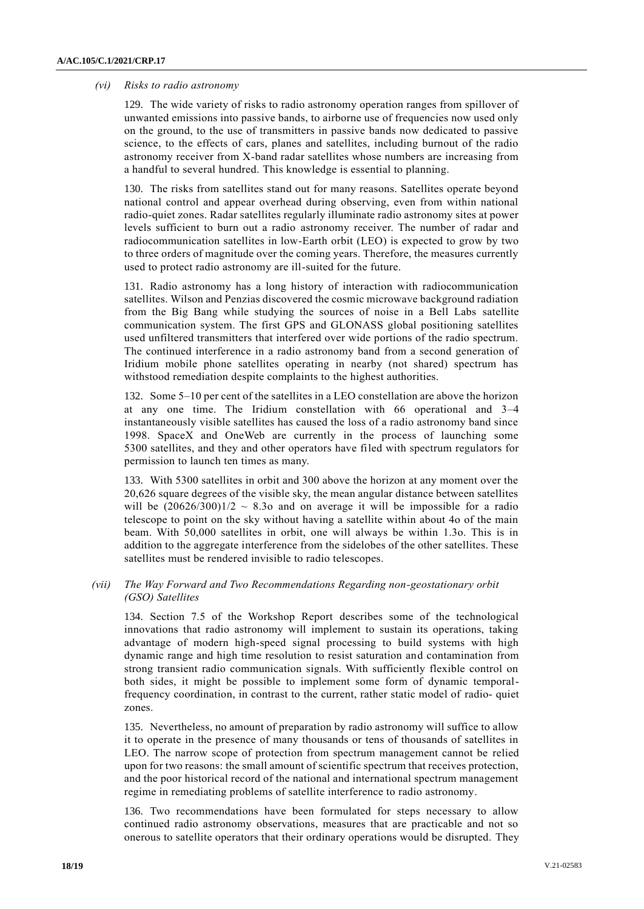#### *(vi) Risks to radio astronomy*

129. The wide variety of risks to radio astronomy operation ranges from spillover of unwanted emissions into passive bands, to airborne use of frequencies now used only on the ground, to the use of transmitters in passive bands now dedicated to passive science, to the effects of cars, planes and satellites, including burnout of the radio astronomy receiver from X-band radar satellites whose numbers are increasing from a handful to several hundred. This knowledge is essential to planning.

130. The risks from satellites stand out for many reasons. Satellites operate beyond national control and appear overhead during observing, even from within national radio-quiet zones. Radar satellites regularly illuminate radio astronomy sites at power levels sufficient to burn out a radio astronomy receiver. The number of radar and radiocommunication satellites in low-Earth orbit (LEO) is expected to grow by two to three orders of magnitude over the coming years. Therefore, the measures currently used to protect radio astronomy are ill-suited for the future.

131. Radio astronomy has a long history of interaction with radiocommunication satellites. Wilson and Penzias discovered the cosmic microwave background radiation from the Big Bang while studying the sources of noise in a Bell Labs satellite communication system. The first GPS and GLONASS global positioning satellites used unfiltered transmitters that interfered over wide portions of the radio spectrum. The continued interference in a radio astronomy band from a second generation of Iridium mobile phone satellites operating in nearby (not shared) spectrum has withstood remediation despite complaints to the highest authorities.

132. Some 5–10 per cent of the satellites in a LEO constellation are above the horizon at any one time. The Iridium constellation with 66 operational and 3–4 instantaneously visible satellites has caused the loss of a radio astronomy band since 1998. SpaceX and OneWeb are currently in the process of launching some 5300 satellites, and they and other operators have filed with spectrum regulators for permission to launch ten times as many.

133. With 5300 satellites in orbit and 300 above the horizon at any moment over the 20,626 square degrees of the visible sky, the mean angular distance between satellites will be (20626/300)1/2 ~ 8.3o and on average it will be impossible for a radio telescope to point on the sky without having a satellite within about 4o of the main beam. With 50,000 satellites in orbit, one will always be within 1.3o. This is in addition to the aggregate interference from the sidelobes of the other satellites. These satellites must be rendered invisible to radio telescopes.

#### *(vii) The Way Forward and Two Recommendations Regarding non-geostationary orbit (GSO) Satellites*

134. Section 7.5 of the Workshop Report describes some of the technological innovations that radio astronomy will implement to sustain its operations, taking advantage of modern high-speed signal processing to build systems with high dynamic range and high time resolution to resist saturation and contamination from strong transient radio communication signals. With sufficiently flexible control on both sides, it might be possible to implement some form of dynamic temporal-frequency coordination, in contrast to the current, rather static model of radio- quiet zones.

135. Nevertheless, no amount of preparation by radio astronomy will suffice to allow it to operate in the presence of many thousands or tens of thousands of satellites in LEO. The narrow scope of protection from spectrum management cannot be relied upon for two reasons: the small amount of scientific spectrum that receives protection, and the poor historical record of the national and international spectrum management regime in remediating problems of satellite interference to radio astronomy.

136. Two recommendations have been formulated for steps necessary to allow continued radio astronomy observations, measures that are practicable and not so onerous to satellite operators that their ordinary operations would be disrupted. They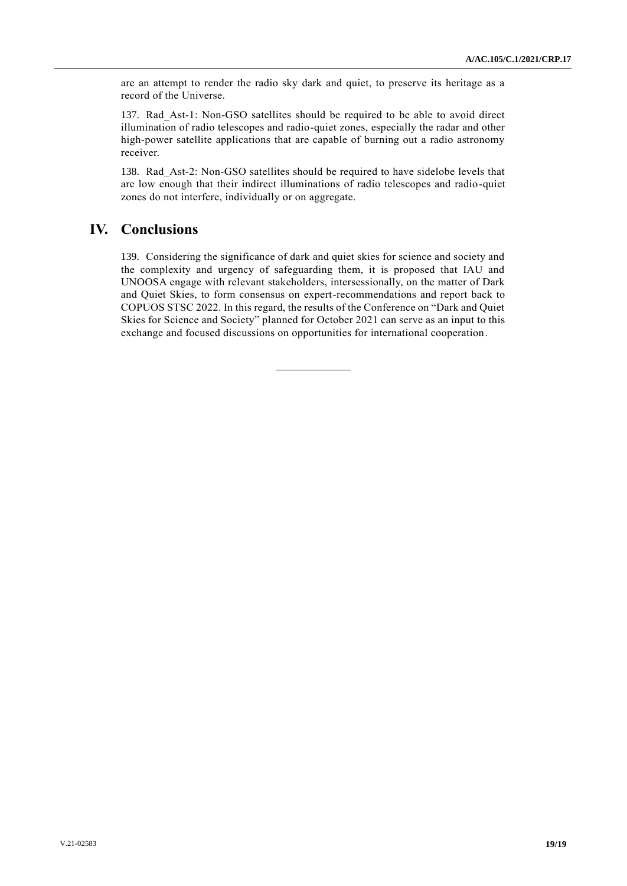are an attempt to render the radio sky dark and quiet, to preserve its heritage as a record of the Universe.

137. Rad_Ast-1: Non-GSO satellites should be required to be able to avoid direct illumination of radio telescopes and radio-quiet zones, especially the radar and other high-power satellite applications that are capable of burning out a radio astronomy receiver.

138. Rad_Ast-2: Non-GSO satellites should be required to have sidelobe levels that are low enough that their indirect illuminations of radio telescopes and radio-quiet zones do not interfere, individually or on aggregate.

# IV. Conclusions

139. Considering the significance of dark and quiet skies for science and society and the complexity and urgency of safeguarding them, it is proposed that IAU and UNOOSA engage with relevant stakeholders, intersessionally, on the matter of Dark and Quiet Skies, to form consensus on expert-recommendations and report back to COPUOS STSC 2022. In this regard, the results of the Conference on "Dark and Quiet Skies for Science and Society" planned for October 2021 can serve as an input to this exchange and focused discussions on opportunities for international cooperation.